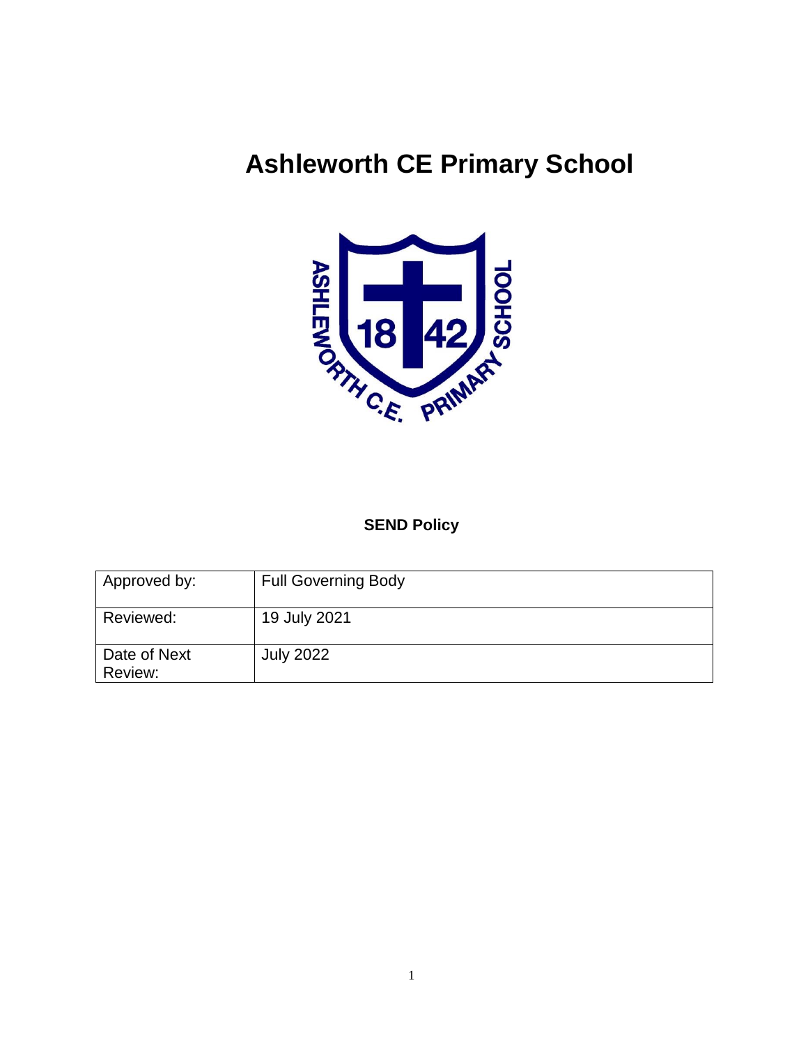# Ashleworth CE Primary School

**SEND Policy**

| Approved by: | Full Governing Body |
|---|---|
| Reviewed: | 19 July 2021 |
| Date of Next Review: | July 2022 |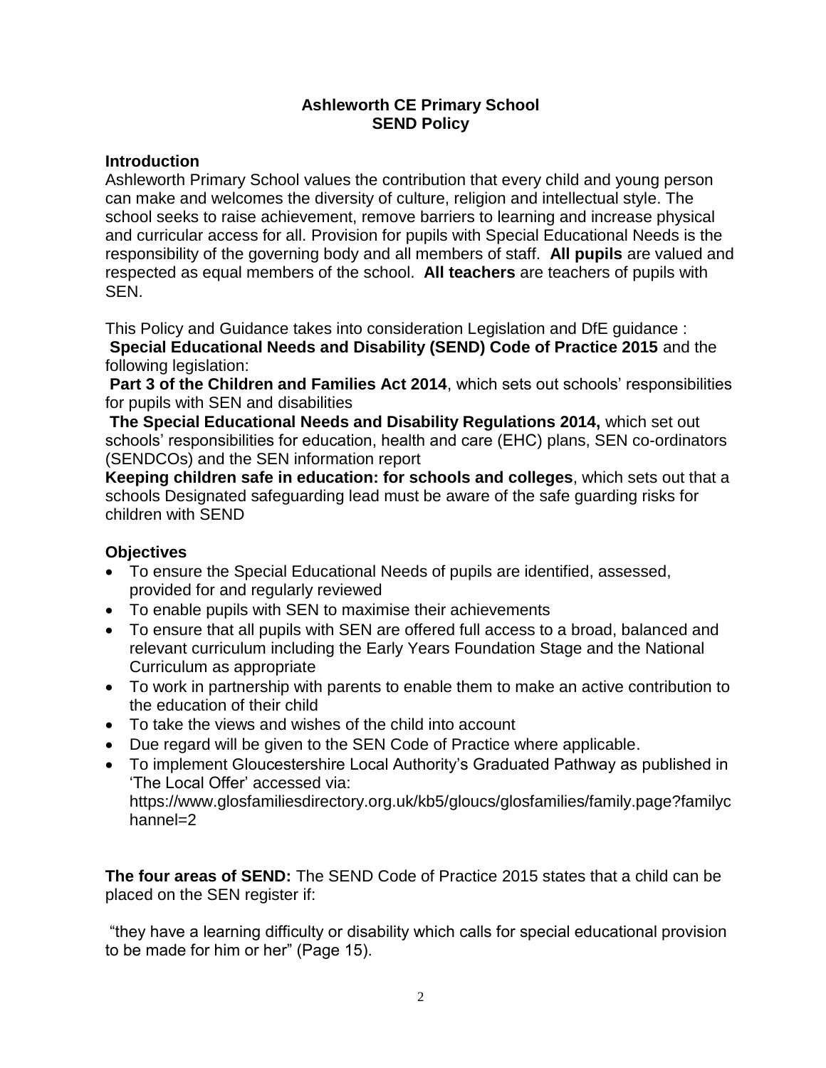# Ashleworth CE Primary School
# SEND Policy

## Introduction

Ashleworth Primary School values the contribution that every child and young person can make and welcomes the diversity of culture, religion and intellectual style. The school seeks to raise achievement, remove barriers to learning and increase physical and curricular access for all. Provision for pupils with Special Educational Needs is the responsibility of the governing body and all members of staff. **All pupils** are valued and respected as equal members of the school. **All teachers** are teachers of pupils with SEN.

This Policy and Guidance takes into consideration Legislation and DfE guidance :
**Special Educational Needs and Disability (SEND) Code of Practice 2015** and the following legislation:
**Part 3 of the Children and Families Act 2014**, which sets out schools' responsibilities for pupils with SEN and disabilities
**The Special Educational Needs and Disability Regulations 2014,** which set out schools' responsibilities for education, health and care (EHC) plans, SEN co-ordinators (SENDCOs) and the SEN information report
**Keeping children safe in education: for schools and colleges**, which sets out that a schools Designated safeguarding lead must be aware of the safe guarding risks for children with SEND

## Objectives

- To ensure the Special Educational Needs of pupils are identified, assessed, provided for and regularly reviewed
- To enable pupils with SEN to maximise their achievements
- To ensure that all pupils with SEN are offered full access to a broad, balanced and relevant curriculum including the Early Years Foundation Stage and the National Curriculum as appropriate
- To work in partnership with parents to enable them to make an active contribution to the education of their child
- To take the views and wishes of the child into account
- Due regard will be given to the SEN Code of Practice where applicable.
- To implement Gloucestershire Local Authority's Graduated Pathway as published in 'The Local Offer' accessed via: https://www.glosfamiliesdirectory.org.uk/kb5/gloucs/glosfamilies/family.page?familychannel=2

**The four areas of SEND:** The SEND Code of Practice 2015 states that a child can be placed on the SEN register if:

"they have a learning difficulty or disability which calls for special educational provision to be made for him or her" (Page 15).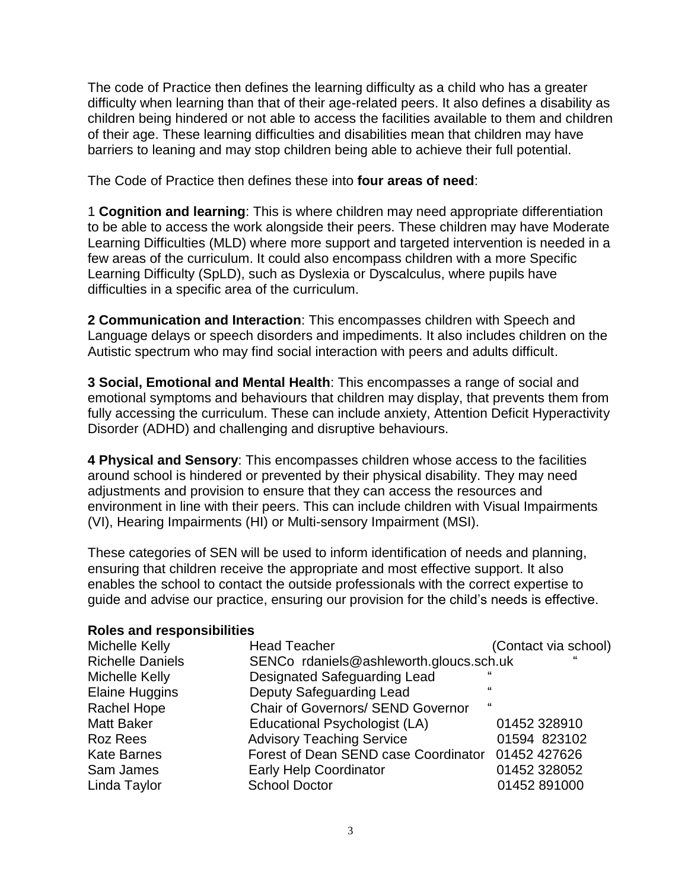The code of Practice then defines the learning difficulty as a child who has a greater difficulty when learning than that of their age-related peers. It also defines a disability as children being hindered or not able to access the facilities available to them and children of their age. These learning difficulties and disabilities mean that children may have barriers to leaning and may stop children being able to achieve their full potential.

The Code of Practice then defines these into **four areas of need**:

1 **Cognition and learning**: This is where children may need appropriate differentiation to be able to access the work alongside their peers. These children may have Moderate Learning Difficulties (MLD) where more support and targeted intervention is needed in a few areas of the curriculum. It could also encompass children with a more Specific Learning Difficulty (SpLD), such as Dyslexia or Dyscalculus, where pupils have difficulties in a specific area of the curriculum.

**2 Communication and Interaction**: This encompasses children with Speech and Language delays or speech disorders and impediments. It also includes children on the Autistic spectrum who may find social interaction with peers and adults difficult.

**3 Social, Emotional and Mental Health**: This encompasses a range of social and emotional symptoms and behaviours that children may display, that prevents them from fully accessing the curriculum. These can include anxiety, Attention Deficit Hyperactivity Disorder (ADHD) and challenging and disruptive behaviours.

**4 Physical and Sensory**: This encompasses children whose access to the facilities around school is hindered or prevented by their physical disability. They may need adjustments and provision to ensure that they can access the resources and environment in line with their peers. This can include children with Visual Impairments (VI), Hearing Impairments (HI) or Multi-sensory Impairment (MSI).

These categories of SEN will be used to inform identification of needs and planning, ensuring that children receive the appropriate and most effective support. It also enables the school to contact the outside professionals with the correct expertise to guide and advise our practice, ensuring our provision for the child's needs is effective.

**Roles and responsibilities**

| | | |
|---|---|---|
| Michelle Kelly | Head Teacher | (Contact via school) |
| Richelle Daniels | SENCo rdaniels@ashleworth.gloucs.sch.uk | " |
| Michelle Kelly | Designated Safeguarding Lead | " |
| Elaine Huggins | Deputy Safeguarding Lead | " |
| Rachel Hope | Chair of Governors/ SEND Governor | " |
| Matt Baker | Educational Psychologist (LA) | 01452 328910 |
| Roz Rees | Advisory Teaching Service | 01594 823102 |
| Kate Barnes | Forest of Dean SEND case Coordinator | 01452 427626 |
| Sam James | Early Help Coordinator | 01452 328052 |
| Linda Taylor | School Doctor | 01452 891000 |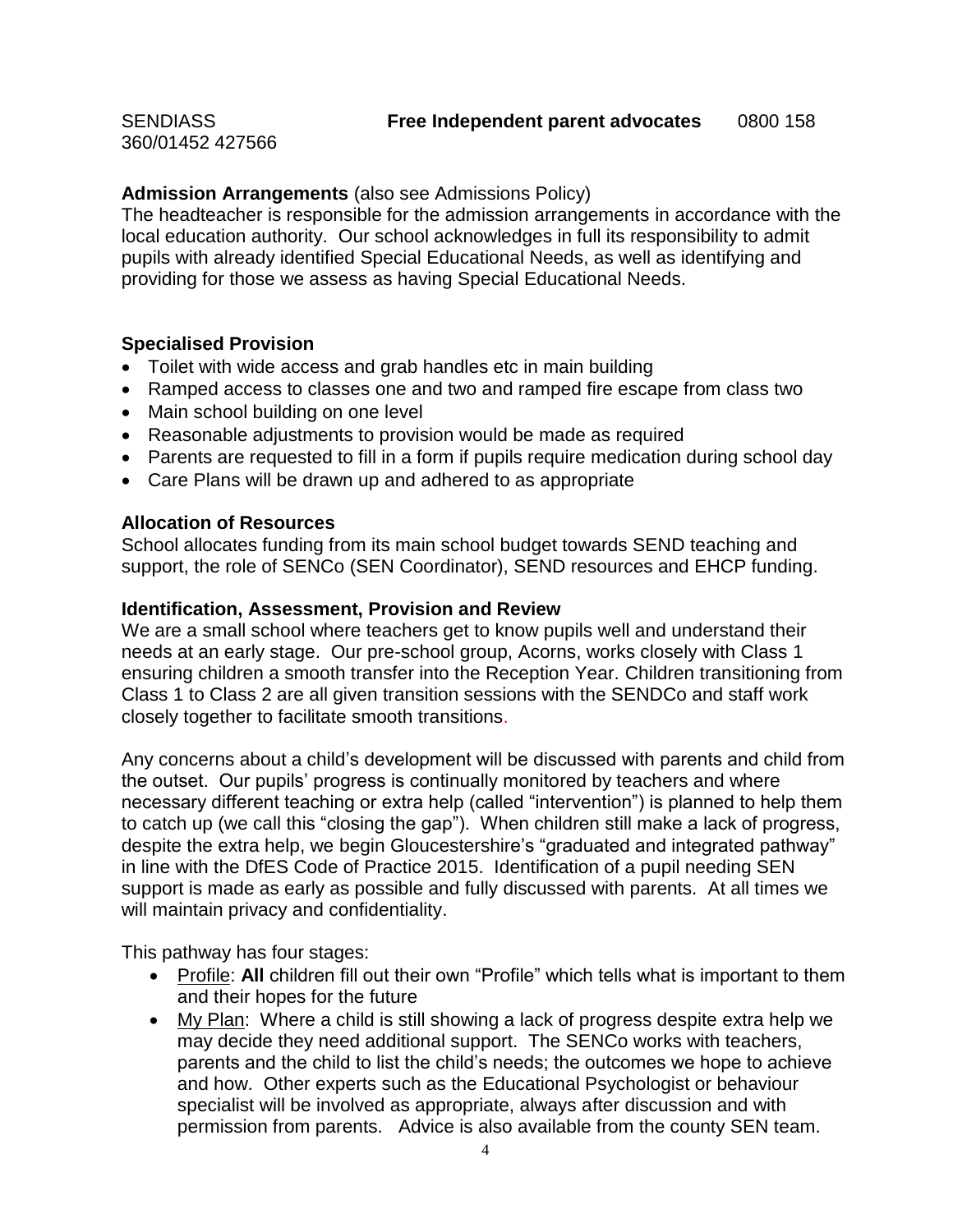SENDIASS **Free Independent parent advocates** 0800 158 360/01452 427566

**Admission Arrangements** (also see Admissions Policy)

The headteacher is responsible for the admission arrangements in accordance with the local education authority. Our school acknowledges in full its responsibility to admit pupils with already identified Special Educational Needs, as well as identifying and providing for those we assess as having Special Educational Needs.

**Specialised Provision**

- Toilet with wide access and grab handles etc in main building
- Ramped access to classes one and two and ramped fire escape from class two
- Main school building on one level
- Reasonable adjustments to provision would be made as required
- Parents are requested to fill in a form if pupils require medication during school day
- Care Plans will be drawn up and adhered to as appropriate

**Allocation of Resources**

School allocates funding from its main school budget towards SEND teaching and support, the role of SENCo (SEN Coordinator), SEND resources and EHCP funding.

**Identification, Assessment, Provision and Review**

We are a small school where teachers get to know pupils well and understand their needs at an early stage. Our pre-school group, Acorns, works closely with Class 1 ensuring children a smooth transfer into the Reception Year. Children transitioning from Class 1 to Class 2 are all given transition sessions with the SENDCo and staff work closely together to facilitate smooth transitions.

Any concerns about a child's development will be discussed with parents and child from the outset. Our pupils' progress is continually monitored by teachers and where necessary different teaching or extra help (called "intervention") is planned to help them to catch up (we call this "closing the gap"). When children still make a lack of progress, despite the extra help, we begin Gloucestershire's "graduated and integrated pathway" in line with the DfES Code of Practice 2015. Identification of a pupil needing SEN support is made as early as possible and fully discussed with parents. At all times we will maintain privacy and confidentiality.

This pathway has four stages:

- Profile: **All** children fill out their own "Profile" which tells what is important to them and their hopes for the future
- My Plan: Where a child is still showing a lack of progress despite extra help we may decide they need additional support. The SENCo works with teachers, parents and the child to list the child's needs; the outcomes we hope to achieve and how. Other experts such as the Educational Psychologist or behaviour specialist will be involved as appropriate, always after discussion and with permission from parents. Advice is also available from the county SEN team.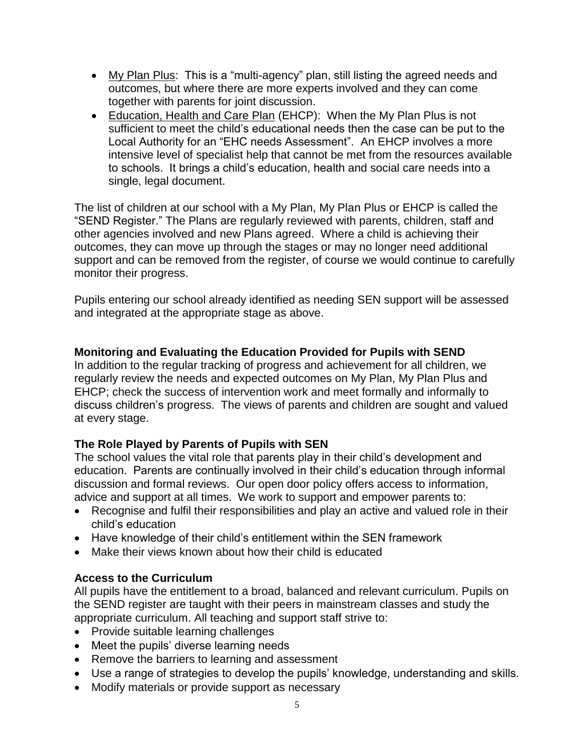- My Plan Plus: This is a "multi-agency" plan, still listing the agreed needs and outcomes, but where there are more experts involved and they can come together with parents for joint discussion.
- Education, Health and Care Plan (EHCP): When the My Plan Plus is not sufficient to meet the child's educational needs then the case can be put to the Local Authority for an "EHC needs Assessment". An EHCP involves a more intensive level of specialist help that cannot be met from the resources available to schools. It brings a child's education, health and social care needs into a single, legal document.

The list of children at our school with a My Plan, My Plan Plus or EHCP is called the "SEND Register." The Plans are regularly reviewed with parents, children, staff and other agencies involved and new Plans agreed. Where a child is achieving their outcomes, they can move up through the stages or may no longer need additional support and can be removed from the register, of course we would continue to carefully monitor their progress.

Pupils entering our school already identified as needing SEN support will be assessed and integrated at the appropriate stage as above.

**Monitoring and Evaluating the Education Provided for Pupils with SEND**

In addition to the regular tracking of progress and achievement for all children, we regularly review the needs and expected outcomes on My Plan, My Plan Plus and EHCP; check the success of intervention work and meet formally and informally to discuss children's progress. The views of parents and children are sought and valued at every stage.

**The Role Played by Parents of Pupils with SEN**

The school values the vital role that parents play in their child's development and education. Parents are continually involved in their child's education through informal discussion and formal reviews. Our open door policy offers access to information, advice and support at all times. We work to support and empower parents to:

- Recognise and fulfil their responsibilities and play an active and valued role in their child's education
- Have knowledge of their child's entitlement within the SEN framework
- Make their views known about how their child is educated

**Access to the Curriculum**

All pupils have the entitlement to a broad, balanced and relevant curriculum. Pupils on the SEND register are taught with their peers in mainstream classes and study the appropriate curriculum. All teaching and support staff strive to:

- Provide suitable learning challenges
- Meet the pupils' diverse learning needs
- Remove the barriers to learning and assessment
- Use a range of strategies to develop the pupils' knowledge, understanding and skills.
- Modify materials or provide support as necessary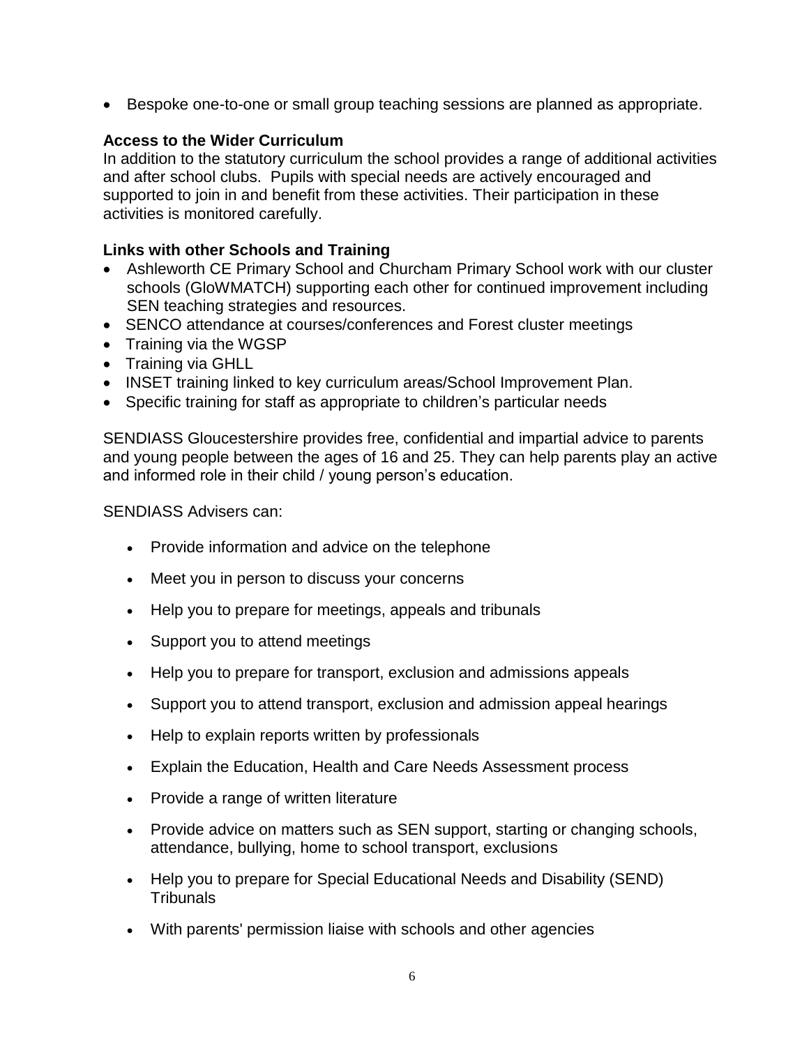- Bespoke one-to-one or small group teaching sessions are planned as appropriate.

**Access to the Wider Curriculum**

In addition to the statutory curriculum the school provides a range of additional activities and after school clubs. Pupils with special needs are actively encouraged and supported to join in and benefit from these activities. Their participation in these activities is monitored carefully.

**Links with other Schools and Training**

- Ashleworth CE Primary School and Churcham Primary School work with our cluster schools (GloWMATCH) supporting each other for continued improvement including SEN teaching strategies and resources.
- SENCO attendance at courses/conferences and Forest cluster meetings
- Training via the WGSP
- Training via GHLL
- INSET training linked to key curriculum areas/School Improvement Plan.
- Specific training for staff as appropriate to children's particular needs

SENDIASS Gloucestershire provides free, confidential and impartial advice to parents and young people between the ages of 16 and 25. They can help parents play an active and informed role in their child / young person's education.

SENDIASS Advisers can:

- Provide information and advice on the telephone
- Meet you in person to discuss your concerns
- Help you to prepare for meetings, appeals and tribunals
- Support you to attend meetings
- Help you to prepare for transport, exclusion and admissions appeals
- Support you to attend transport, exclusion and admission appeal hearings
- Help to explain reports written by professionals
- Explain the Education, Health and Care Needs Assessment process
- Provide a range of written literature
- Provide advice on matters such as SEN support, starting or changing schools, attendance, bullying, home to school transport, exclusions
- Help you to prepare for Special Educational Needs and Disability (SEND) Tribunals
- With parents' permission liaise with schools and other agencies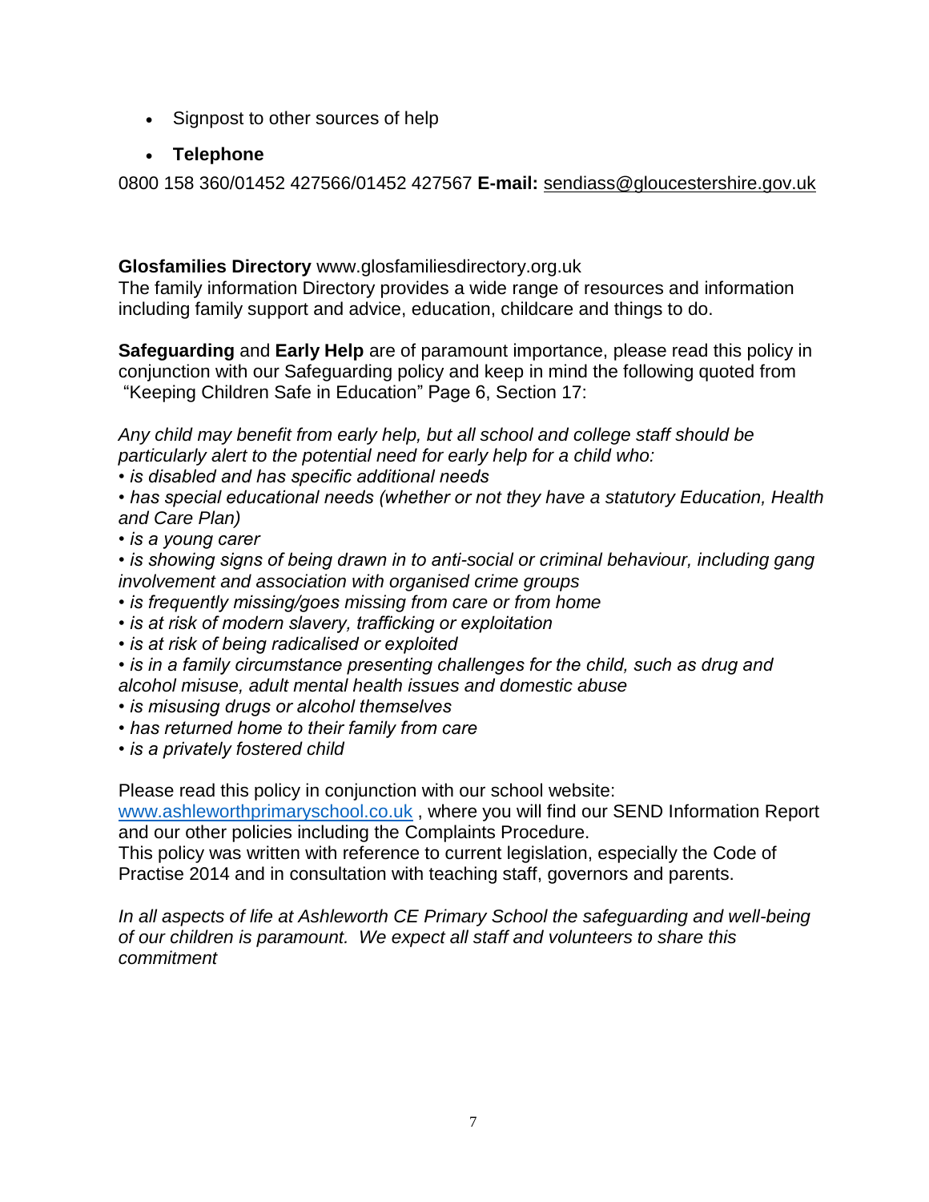- Signpost to other sources of help
- **Telephone**

0800 158 360/01452 427566/01452 427567 **E-mail:** sendiass@gloucestershire.gov.uk

**Glosfamilies Directory** www.glosfamiliesdirectory.org.uk
The family information Directory provides a wide range of resources and information including family support and advice, education, childcare and things to do.

**Safeguarding** and **Early Help** are of paramount importance, please read this policy in conjunction with our Safeguarding policy and keep in mind the following quoted from "Keeping Children Safe in Education" Page 6, Section 17:

*Any child may benefit from early help, but all school and college staff should be particularly alert to the potential need for early help for a child who:*
*• is disabled and has specific additional needs*
*• has special educational needs (whether or not they have a statutory Education, Health and Care Plan)*
*• is a young carer*
*• is showing signs of being drawn in to anti-social or criminal behaviour, including gang involvement and association with organised crime groups*
*• is frequently missing/goes missing from care or from home*
*• is at risk of modern slavery, trafficking or exploitation*
*• is at risk of being radicalised or exploited*
*• is in a family circumstance presenting challenges for the child, such as drug and alcohol misuse, adult mental health issues and domestic abuse*
*• is misusing drugs or alcohol themselves*
*• has returned home to their family from care*
*• is a privately fostered child*

Please read this policy in conjunction with our school website: www.ashleworthprimaryschool.co.uk , where you will find our SEND Information Report and our other policies including the Complaints Procedure.
This policy was written with reference to current legislation, especially the Code of Practise 2014 and in consultation with teaching staff, governors and parents.

*In all aspects of life at Ashleworth CE Primary School the safeguarding and well-being of our children is paramount. We expect all staff and volunteers to share this commitment*